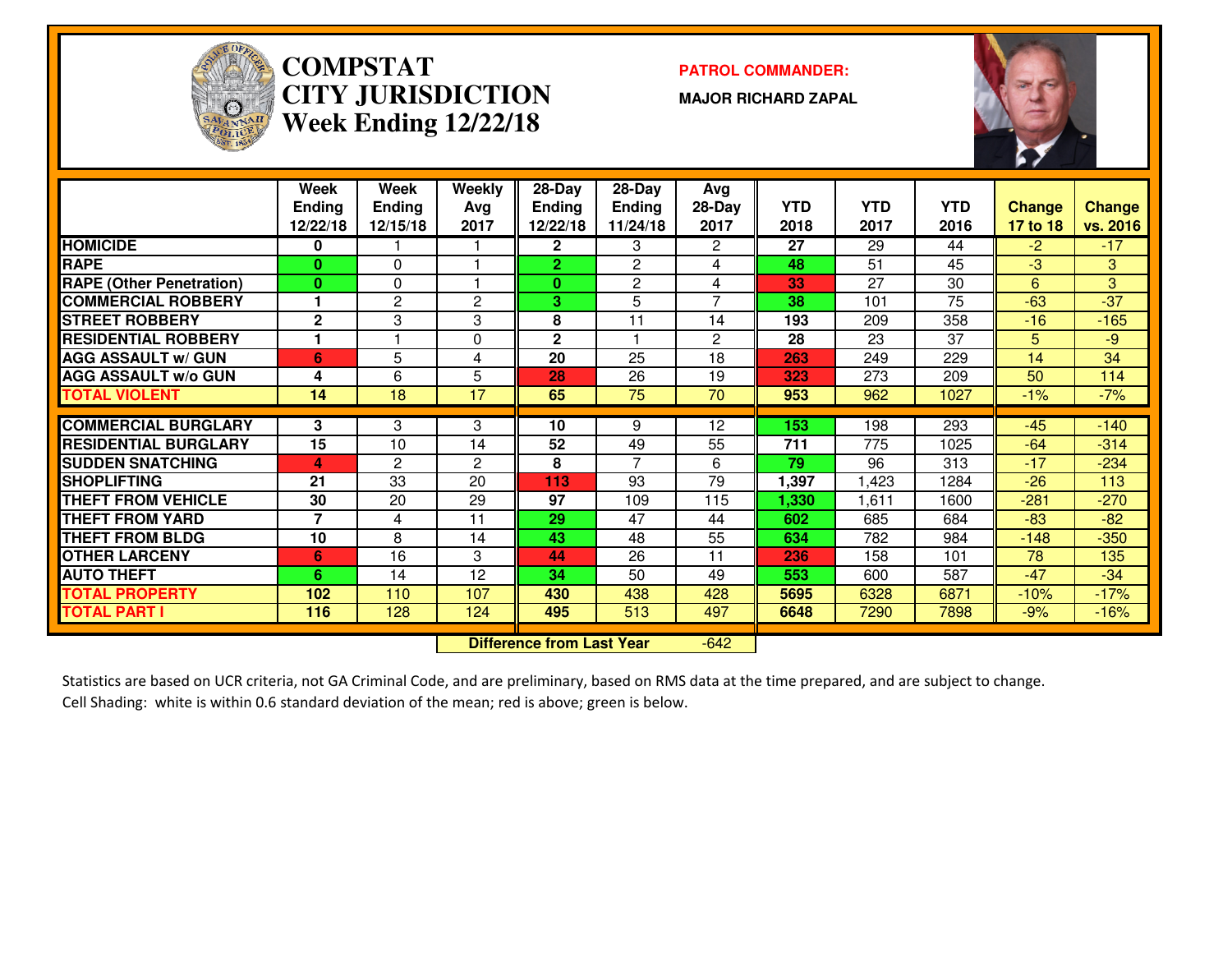# COMPSTAT CITY JURISDICTION Week Ending 12/22/18

**PATROL COMMANDER:**

**MAJOR RICHARD ZAPAL**

| | Week Ending 12/22/18 | Week Ending 12/15/18 | Weekly Avg 2017 | 28-Day Ending 12/22/18 | 28-Day Ending 11/24/18 | Avg 28-Day 2017 | YTD 2018 | YTD 2017 | YTD 2016 | Change 17 to 18 | Change vs. 2016 |
|---|---|---|---|---|---|---|---|---|---|---|---|
| HOMICIDE | 0 | 1 | 1 | 2 | 3 | 2 | 27 | 29 | 44 | -2 | -17 |
| RAPE | 0 | 0 | 1 | 2 | 2 | 4 | 48 | 51 | 45 | -3 | 3 |
| RAPE (Other Penetration) | 0 | 0 | 1 | 0 | 2 | 4 | 33 | 27 | 30 | 6 | 3 |
| COMMERCIAL ROBBERY | 1 | 2 | 2 | 3 | 5 | 7 | 38 | 101 | 75 | -63 | -37 |
| STREET ROBBERY | 2 | 3 | 3 | 8 | 11 | 14 | 193 | 209 | 358 | -16 | -165 |
| RESIDENTIAL ROBBERY | 1 | 1 | 0 | 2 | 1 | 2 | 28 | 23 | 37 | 5 | -9 |
| AGG ASSAULT w/ GUN | 6 | 5 | 4 | 20 | 25 | 18 | 263 | 249 | 229 | 14 | 34 |
| AGG ASSAULT w/o GUN | 4 | 6 | 5 | 28 | 26 | 19 | 323 | 273 | 209 | 50 | 114 |
| TOTAL VIOLENT | 14 | 18 | 17 | 65 | 75 | 70 | 953 | 962 | 1027 | -1% | -7% |
| COMMERCIAL BURGLARY | 3 | 3 | 3 | 10 | 9 | 12 | 153 | 198 | 293 | -45 | -140 |
| RESIDENTIAL BURGLARY | 15 | 10 | 14 | 52 | 49 | 55 | 711 | 775 | 1025 | -64 | -314 |
| SUDDEN SNATCHING | 4 | 2 | 2 | 8 | 7 | 6 | 79 | 96 | 313 | -17 | -234 |
| SHOPLIFTING | 21 | 33 | 20 | 113 | 93 | 79 | 1,397 | 1,423 | 1284 | -26 | 113 |
| THEFT FROM VEHICLE | 30 | 20 | 29 | 97 | 109 | 115 | 1,330 | 1,611 | 1600 | -281 | -270 |
| THEFT FROM YARD | 7 | 4 | 11 | 29 | 47 | 44 | 602 | 685 | 684 | -83 | -82 |
| THEFT FROM BLDG | 10 | 8 | 14 | 43 | 48 | 55 | 634 | 782 | 984 | -148 | -350 |
| OTHER LARCENY | 6 | 16 | 3 | 44 | 26 | 11 | 236 | 158 | 101 | 78 | 135 |
| AUTO THEFT | 6 | 14 | 12 | 34 | 50 | 49 | 553 | 600 | 587 | -47 | -34 |
| TOTAL PROPERTY | 102 | 110 | 107 | 430 | 438 | 428 | 5695 | 6328 | 6871 | -10% | -17% |
| TOTAL PART I | 116 | 128 | 124 | 495 | 513 | 497 | 6648 | 7290 | 7898 | -9% | -16% |

**Difference from Last Year** -642

Statistics are based on UCR criteria, not GA Criminal Code, and are preliminary, based on RMS data at the time prepared, and are subject to change.
Cell Shading: white is within 0.6 standard deviation of the mean; red is above; green is below.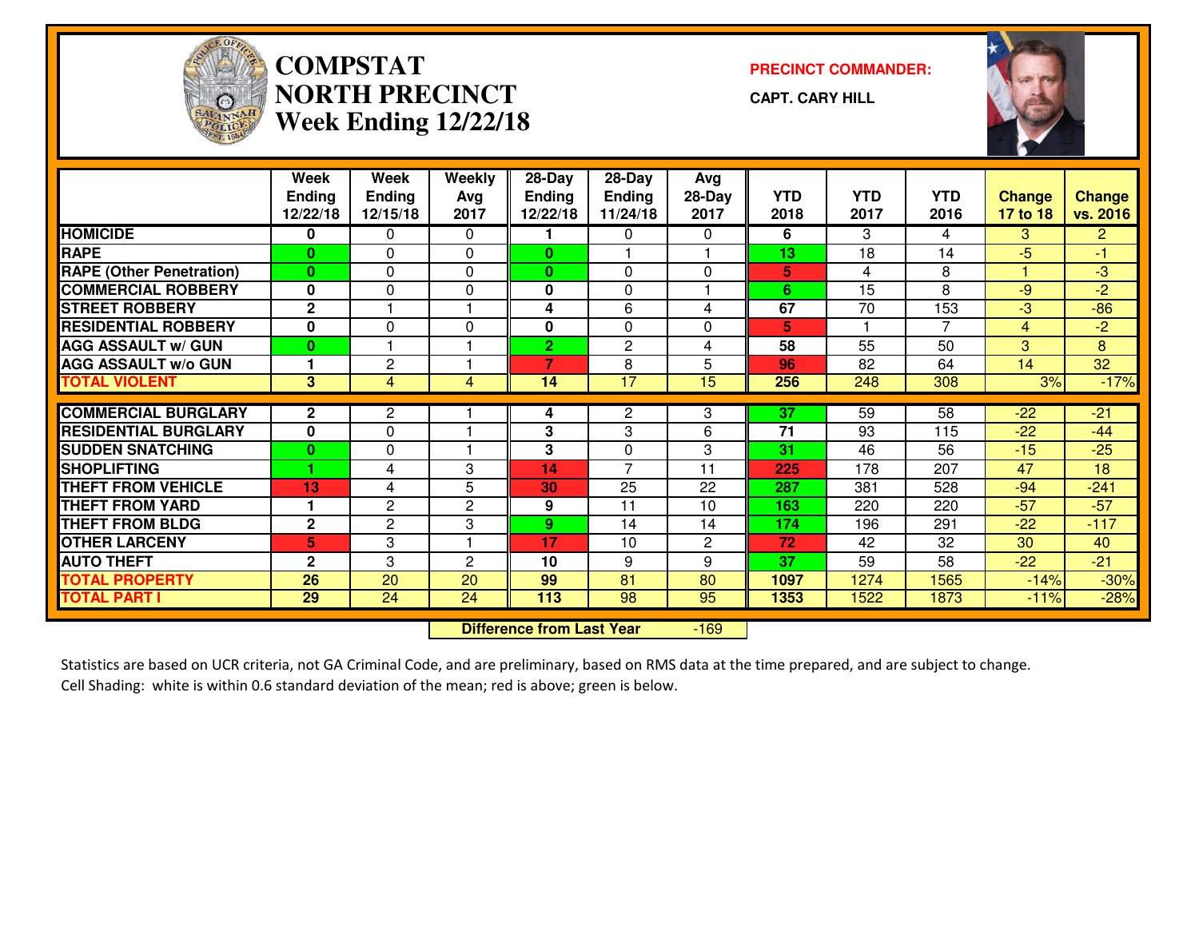# COMPSTAT NORTH PRECINCT
## Week Ending 12/22/18

**PRECINCT COMMANDER:**

**CAPT. CARY HILL**

| | Week Ending 12/22/18 | Week Ending 12/15/18 | Weekly Avg 2017 | 28-Day Ending 12/22/18 | 28-Day Ending 11/24/18 | Avg 28-Day 2017 | YTD 2018 | YTD 2017 | YTD 2016 | Change 17 to 18 | Change vs. 2016 |
|---|---|---|---|---|---|---|---|---|---|---|---|
| HOMICIDE | 0 | 0 | 0 | 1 | 0 | 0 | 6 | 3 | 4 | 3 | 2 |
| RAPE | 0 | 0 | 0 | 0 | 1 | 1 | 13 | 18 | 14 | -5 | -1 |
| RAPE (Other Penetration) | 0 | 0 | 0 | 0 | 0 | 0 | 5 | 4 | 8 | 1 | -3 |
| COMMERCIAL ROBBERY | 0 | 0 | 0 | 0 | 0 | 1 | 6 | 15 | 8 | -9 | -2 |
| STREET ROBBERY | 2 | 1 | 1 | 4 | 6 | 4 | 67 | 70 | 153 | -3 | -86 |
| RESIDENTIAL ROBBERY | 0 | 0 | 0 | 0 | 0 | 0 | 5 | 1 | 7 | 4 | -2 |
| AGG ASSAULT w/ GUN | 0 | 1 | 1 | 2 | 2 | 4 | 58 | 55 | 50 | 3 | 8 |
| AGG ASSAULT w/o GUN | 1 | 2 | 1 | 7 | 8 | 5 | 96 | 82 | 64 | 14 | 32 |
| TOTAL VIOLENT | 3 | 4 | 4 | 14 | 17 | 15 | 256 | 248 | 308 | 3% | -17% |
| COMMERCIAL BURGLARY | 2 | 2 | 1 | 4 | 2 | 3 | 37 | 59 | 58 | -22 | -21 |
| RESIDENTIAL BURGLARY | 0 | 0 | 1 | 3 | 3 | 6 | 71 | 93 | 115 | -22 | -44 |
| SUDDEN SNATCHING | 0 | 0 | 1 | 3 | 0 | 3 | 31 | 46 | 56 | -15 | -25 |
| SHOPLIFTING | 1 | 4 | 3 | 14 | 7 | 11 | 225 | 178 | 207 | 47 | 18 |
| THEFT FROM VEHICLE | 13 | 4 | 5 | 30 | 25 | 22 | 287 | 381 | 528 | -94 | -241 |
| THEFT FROM YARD | 1 | 2 | 2 | 9 | 11 | 10 | 163 | 220 | 220 | -57 | -57 |
| THEFT FROM BLDG | 2 | 2 | 3 | 9 | 14 | 14 | 174 | 196 | 291 | -22 | -117 |
| OTHER LARCENY | 5 | 3 | 1 | 17 | 10 | 2 | 72 | 42 | 32 | 30 | 40 |
| AUTO THEFT | 2 | 3 | 2 | 10 | 9 | 9 | 37 | 59 | 58 | -22 | -21 |
| TOTAL PROPERTY | 26 | 20 | 20 | 99 | 81 | 80 | 1097 | 1274 | 1565 | -14% | -30% |
| TOTAL PART I | 29 | 24 | 24 | 113 | 98 | 95 | 1353 | 1522 | 1873 | -11% | -28% |

**Difference from Last Year** -169

Statistics are based on UCR criteria, not GA Criminal Code, and are preliminary, based on RMS data at the time prepared, and are subject to change.
Cell Shading: white is within 0.6 standard deviation of the mean; red is above; green is below.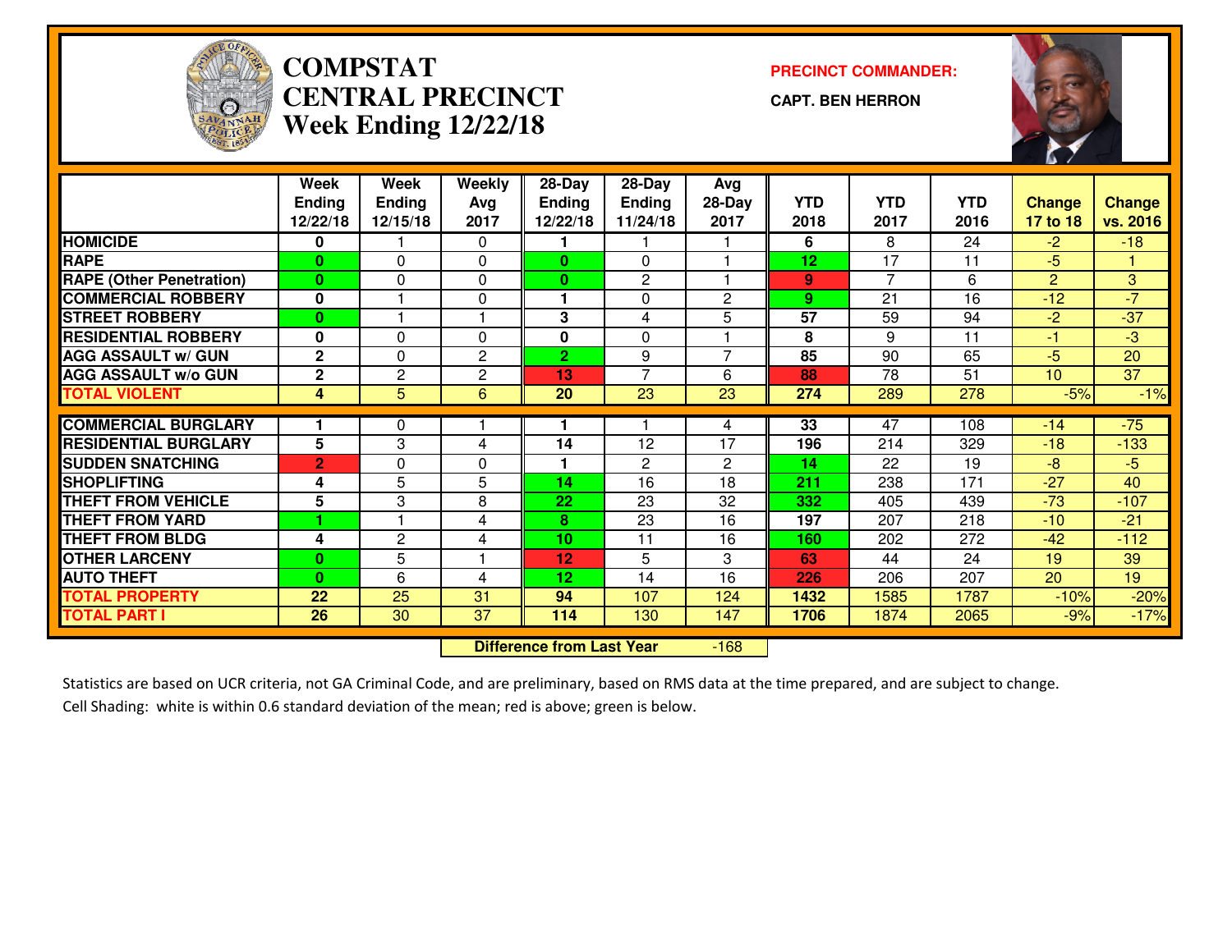# COMPSTAT CENTRAL PRECINCT Week Ending 12/22/18

**PRECINCT COMMANDER:**

**CAPT. BEN HERRON**

| | Week Ending 12/22/18 | Week Ending 12/15/18 | Weekly Avg 2017 | 28-Day Ending 12/22/18 | 28-Day Ending 11/24/18 | Avg 28-Day 2017 | YTD 2018 | YTD 2017 | YTD 2016 | Change 17 to 18 | Change vs. 2016 |
|---|---|---|---|---|---|---|---|---|---|---|---|
| HOMICIDE | 0 | 1 | 0 | 1 | 1 | 1 | 6 | 8 | 24 | -2 | -18 |
| RAPE | 0 | 0 | 0 | 0 | 0 | 1 | 12 | 17 | 11 | -5 | 1 |
| RAPE (Other Penetration) | 0 | 0 | 0 | 0 | 2 | 1 | 9 | 7 | 6 | 2 | 3 |
| COMMERCIAL ROBBERY | 0 | 1 | 0 | 1 | 0 | 2 | 9 | 21 | 16 | -12 | -7 |
| STREET ROBBERY | 0 | 1 | 1 | 3 | 4 | 5 | 57 | 59 | 94 | -2 | -37 |
| RESIDENTIAL ROBBERY | 0 | 0 | 0 | 0 | 0 | 1 | 8 | 9 | 11 | -1 | -3 |
| AGG ASSAULT w/ GUN | 2 | 0 | 2 | 2 | 9 | 7 | 85 | 90 | 65 | -5 | 20 |
| AGG ASSAULT w/o GUN | 2 | 2 | 2 | 13 | 7 | 6 | 88 | 78 | 51 | 10 | 37 |
| TOTAL VIOLENT | 4 | 5 | 6 | 20 | 23 | 23 | 274 | 289 | 278 | -5% | -1% |
| COMMERCIAL BURGLARY | 1 | 0 | 1 | 1 | 1 | 4 | 33 | 47 | 108 | -14 | -75 |
| RESIDENTIAL BURGLARY | 5 | 3 | 4 | 14 | 12 | 17 | 196 | 214 | 329 | -18 | -133 |
| SUDDEN SNATCHING | 2 | 0 | 0 | 1 | 2 | 2 | 14 | 22 | 19 | -8 | -5 |
| SHOPLIFTING | 4 | 5 | 5 | 14 | 16 | 18 | 211 | 238 | 171 | -27 | 40 |
| THEFT FROM VEHICLE | 5 | 3 | 8 | 22 | 23 | 32 | 332 | 405 | 439 | -73 | -107 |
| THEFT FROM YARD | 1 | 1 | 4 | 8 | 23 | 16 | 197 | 207 | 218 | -10 | -21 |
| THEFT FROM BLDG | 4 | 2 | 4 | 10 | 11 | 16 | 160 | 202 | 272 | -42 | -112 |
| OTHER LARCENY | 0 | 5 | 1 | 12 | 5 | 3 | 63 | 44 | 24 | 19 | 39 |
| AUTO THEFT | 0 | 6 | 4 | 12 | 14 | 16 | 226 | 206 | 207 | 20 | 19 |
| TOTAL PROPERTY | 22 | 25 | 31 | 94 | 107 | 124 | 1432 | 1585 | 1787 | -10% | -20% |
| TOTAL PART I | 26 | 30 | 37 | 114 | 130 | 147 | 1706 | 1874 | 2065 | -9% | -17% |

**Difference from Last Year** -168

Statistics are based on UCR criteria, not GA Criminal Code, and are preliminary, based on RMS data at the time prepared, and are subject to change.
Cell Shading: white is within 0.6 standard deviation of the mean; red is above; green is below.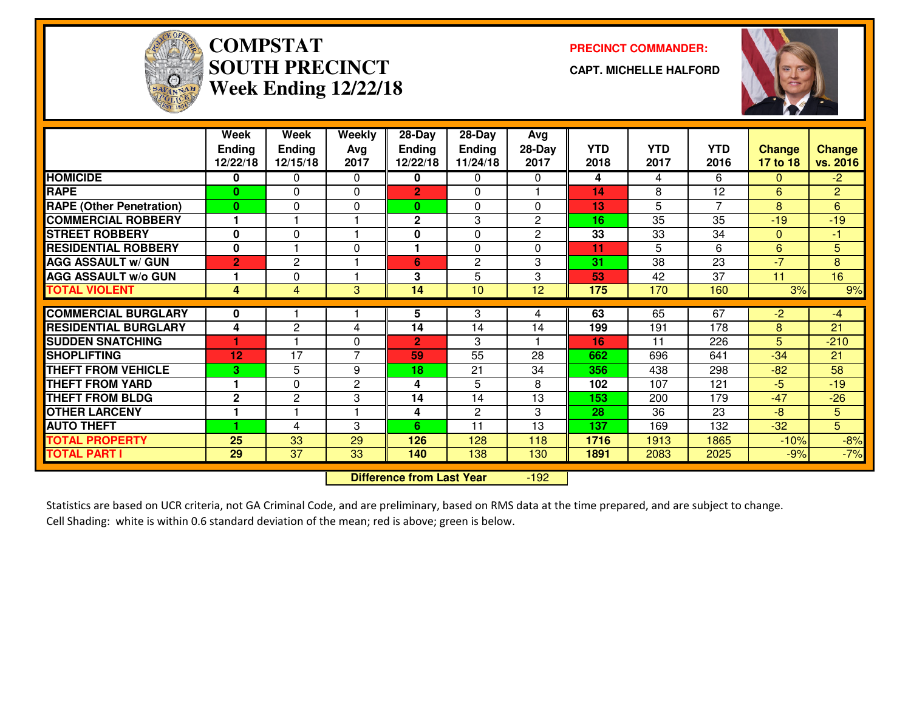# COMPSTAT SOUTH PRECINCT Week Ending 12/22/18

**PRECINCT COMMANDER:**

**CAPT. MICHELLE HALFORD**

| | Week Ending 12/22/18 | Week Ending 12/15/18 | Weekly Avg 2017 | 28-Day Ending 12/22/18 | 28-Day Ending 11/24/18 | Avg 28-Day 2017 | YTD 2018 | YTD 2017 | YTD 2016 | Change 17 to 18 | Change vs. 2016 |
|---|---|---|---|---|---|---|---|---|---|---|---|
| HOMICIDE | 0 | 0 | 0 | 0 | 0 | 0 | 4 | 4 | 6 | 0 | -2 |
| RAPE | 0 | 0 | 0 | 2 | 0 | 1 | 14 | 8 | 12 | 6 | 2 |
| RAPE (Other Penetration) | 0 | 0 | 0 | 0 | 0 | 0 | 13 | 5 | 7 | 8 | 6 |
| COMMERCIAL ROBBERY | 1 | 1 | 1 | 2 | 3 | 2 | 16 | 35 | 35 | -19 | -19 |
| STREET ROBBERY | 0 | 0 | 1 | 0 | 0 | 2 | 33 | 33 | 34 | 0 | -1 |
| RESIDENTIAL ROBBERY | 0 | 1 | 0 | 1 | 0 | 0 | 11 | 5 | 6 | 6 | 5 |
| AGG ASSAULT w/ GUN | 2 | 2 | 1 | 6 | 2 | 3 | 31 | 38 | 23 | -7 | 8 |
| AGG ASSAULT w/o GUN | 1 | 0 | 1 | 3 | 5 | 3 | 53 | 42 | 37 | 11 | 16 |
| TOTAL VIOLENT | 4 | 4 | 3 | 14 | 10 | 12 | 175 | 170 | 160 | 3% | 9% |
| COMMERCIAL BURGLARY | 0 | 1 | 1 | 5 | 3 | 4 | 63 | 65 | 67 | -2 | -4 |
| RESIDENTIAL BURGLARY | 4 | 2 | 4 | 14 | 14 | 14 | 199 | 191 | 178 | 8 | 21 |
| SUDDEN SNATCHING | 1 | 1 | 0 | 2 | 3 | 1 | 16 | 11 | 226 | 5 | -210 |
| SHOPLIFTING | 12 | 17 | 7 | 59 | 55 | 28 | 662 | 696 | 641 | -34 | 21 |
| THEFT FROM VEHICLE | 3 | 5 | 9 | 18 | 21 | 34 | 356 | 438 | 298 | -82 | 58 |
| THEFT FROM YARD | 1 | 0 | 2 | 4 | 5 | 8 | 102 | 107 | 121 | -5 | -19 |
| THEFT FROM BLDG | 2 | 2 | 3 | 14 | 14 | 13 | 153 | 200 | 179 | -47 | -26 |
| OTHER LARCENY | 1 | 1 | 1 | 4 | 2 | 3 | 28 | 36 | 23 | -8 | 5 |
| AUTO THEFT | 1 | 4 | 3 | 6 | 11 | 13 | 137 | 169 | 132 | -32 | 5 |
| TOTAL PROPERTY | 25 | 33 | 29 | 126 | 128 | 118 | 1716 | 1913 | 1865 | -10% | -8% |
| TOTAL PART I | 29 | 37 | 33 | 140 | 138 | 130 | 1891 | 2083 | 2025 | -9% | -7% |

| Difference from Last Year | -192 |
|---|---|

Statistics are based on UCR criteria, not GA Criminal Code, and are preliminary, based on RMS data at the time prepared, and are subject to change.
Cell Shading: white is within 0.6 standard deviation of the mean; red is above; green is below.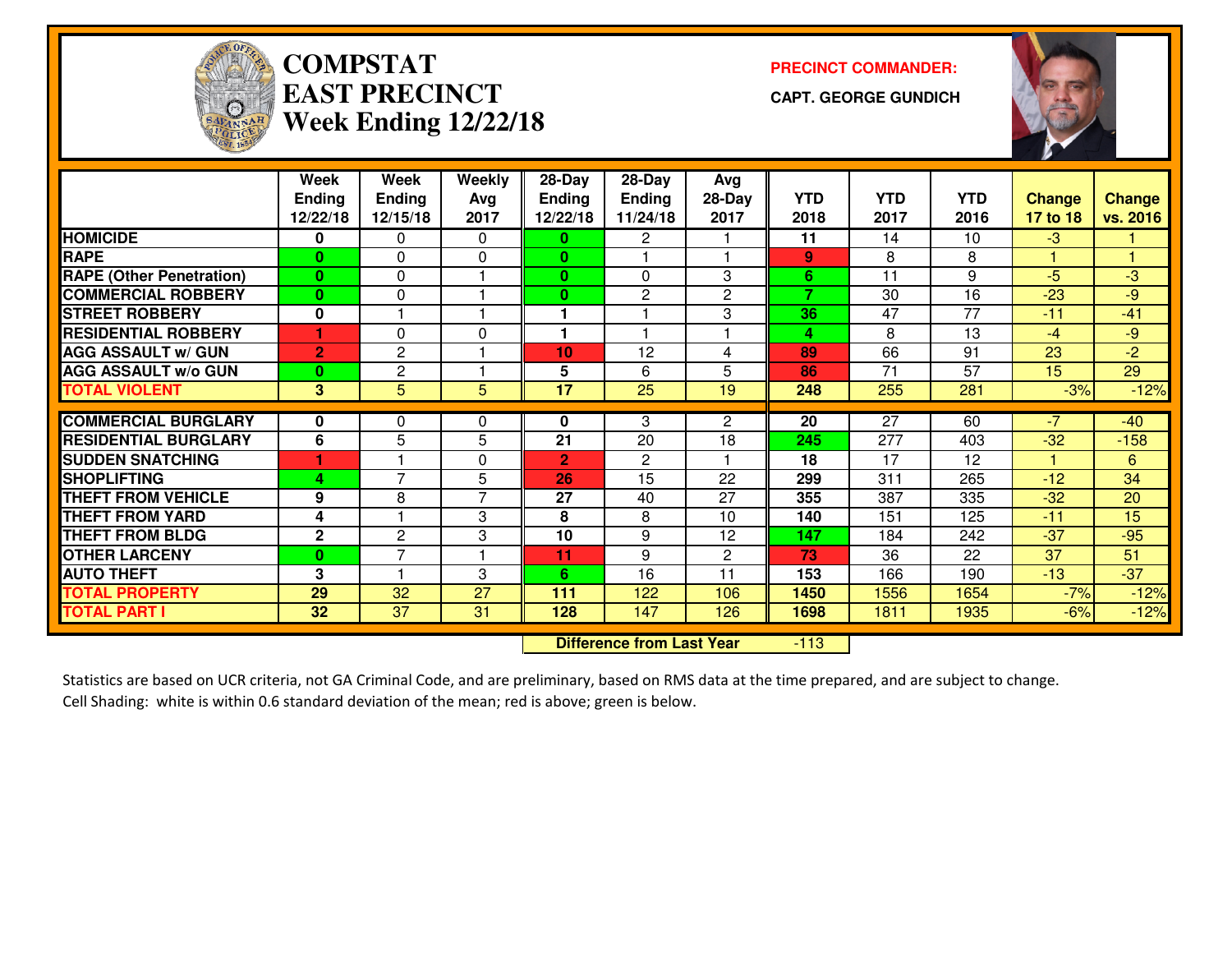# COMPSTAT EAST PRECINCT Week Ending 12/22/18

**PRECINCT COMMANDER:**

**CAPT. GEORGE GUNDICH**

| | Week Ending 12/22/18 | Week Ending 12/15/18 | Weekly Avg 2017 | 28-Day Ending 12/22/18 | 28-Day Ending 11/24/18 | Avg 28-Day 2017 | YTD 2018 | YTD 2017 | YTD 2016 | Change 17 to 18 | Change vs. 2016 |
|---|---|---|---|---|---|---|---|---|---|---|---|
| HOMICIDE | 0 | 0 | 0 | 0 | 2 | 1 | 11 | 14 | 10 | -3 | 1 |
| RAPE | 0 | 0 | 0 | 0 | 1 | 1 | 9 | 8 | 8 | 1 | 1 |
| RAPE (Other Penetration) | 0 | 0 | 1 | 0 | 0 | 3 | 6 | 11 | 9 | -5 | -3 |
| COMMERCIAL ROBBERY | 0 | 0 | 1 | 0 | 2 | 2 | 7 | 30 | 16 | -23 | -9 |
| STREET ROBBERY | 0 | 1 | 1 | 1 | 1 | 3 | 36 | 47 | 77 | -11 | -41 |
| RESIDENTIAL ROBBERY | 1 | 0 | 0 | 1 | 1 | 1 | 4 | 8 | 13 | -4 | -9 |
| AGG ASSAULT w/ GUN | 2 | 2 | 1 | 10 | 12 | 4 | 89 | 66 | 91 | 23 | -2 |
| AGG ASSAULT w/o GUN | 0 | 2 | 1 | 5 | 6 | 5 | 86 | 71 | 57 | 15 | 29 |
| TOTAL VIOLENT | 3 | 5 | 5 | 17 | 25 | 19 | 248 | 255 | 281 | -3% | -12% |
| COMMERCIAL BURGLARY | 0 | 0 | 0 | 0 | 3 | 2 | 20 | 27 | 60 | -7 | -40 |
| RESIDENTIAL BURGLARY | 6 | 5 | 5 | 21 | 20 | 18 | 245 | 277 | 403 | -32 | -158 |
| SUDDEN SNATCHING | 1 | 1 | 0 | 2 | 2 | 1 | 18 | 17 | 12 | 1 | 6 |
| SHOPLIFTING | 4 | 7 | 5 | 26 | 15 | 22 | 299 | 311 | 265 | -12 | 34 |
| THEFT FROM VEHICLE | 9 | 8 | 7 | 27 | 40 | 27 | 355 | 387 | 335 | -32 | 20 |
| THEFT FROM YARD | 4 | 1 | 3 | 8 | 8 | 10 | 140 | 151 | 125 | -11 | 15 |
| THEFT FROM BLDG | 2 | 2 | 3 | 10 | 9 | 12 | 147 | 184 | 242 | -37 | -95 |
| OTHER LARCENY | 0 | 7 | 1 | 11 | 9 | 2 | 73 | 36 | 22 | 37 | 51 |
| AUTO THEFT | 3 | 1 | 3 | 6 | 16 | 11 | 153 | 166 | 190 | -13 | -37 |
| TOTAL PROPERTY | 29 | 32 | 27 | 111 | 122 | 106 | 1450 | 1556 | 1654 | -7% | -12% |
| TOTAL PART I | 32 | 37 | 31 | 128 | 147 | 126 | 1698 | 1811 | 1935 | -6% | -12% |

**Difference from Last Year** -113

Statistics are based on UCR criteria, not GA Criminal Code, and are preliminary, based on RMS data at the time prepared, and are subject to change.
Cell Shading: white is within 0.6 standard deviation of the mean; red is above; green is below.